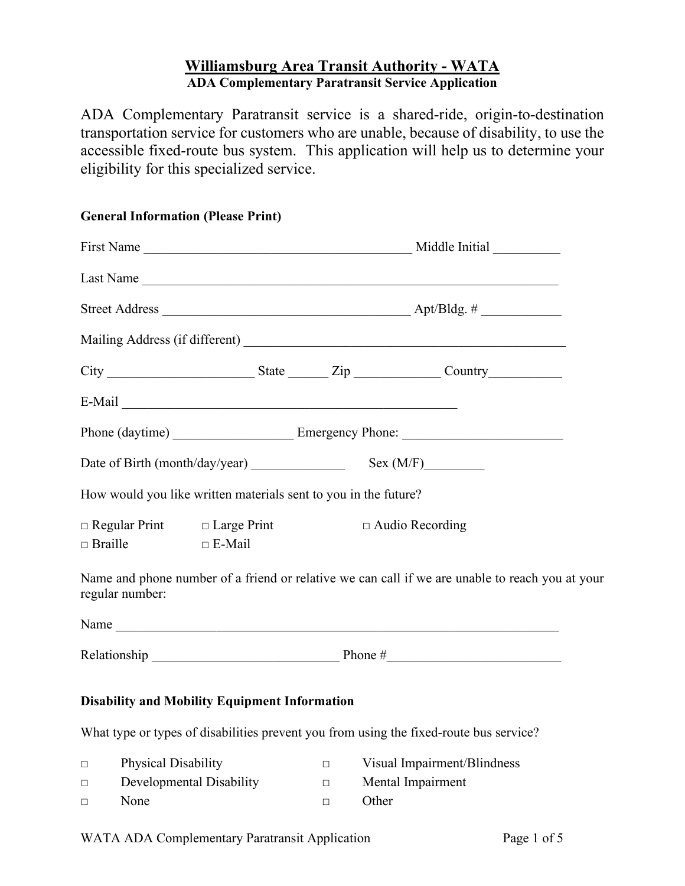# Williamsburg Area Transit Authority - WATA

## ADA Complementary Paratransit Service Application

ADA Complementary Paratransit service is a shared-ride, origin-to-destination transportation service for customers who are unable, because of disability, to use the accessible fixed-route bus system. This application will help us to determine your eligibility for this specialized service.

**General Information (Please Print)**

First Name ________________________________________ Middle Initial __________

Last Name ______________________________________________________________

Street Address _____________________________________ Apt/Bldg. # ____________

Mailing Address (if different) ________________________________________________

City _____________________ State ______ Zip ____________ Country___________

E-Mail ___________________________________________________

Phone (daytime) _________________ Emergency Phone: _______________________

Date of Birth (month/day/year) ______________ Sex (M/F)_________

How would you like written materials sent to you in the future?

□ Regular Print □ Large Print □ Audio Recording
□ Braille □ E-Mail

Name and phone number of a friend or relative we can call if we are unable to reach you at your regular number:

Name __________________________________________________________________

Relationship ____________________________ Phone #_________________________

**Disability and Mobility Equipment Information**

What type or types of disabilities prevent you from using the fixed-route bus service?

□ Physical Disability
□ Developmental Disability
□ None
□ Visual Impairment/Blindness
□ Mental Impairment
□ Other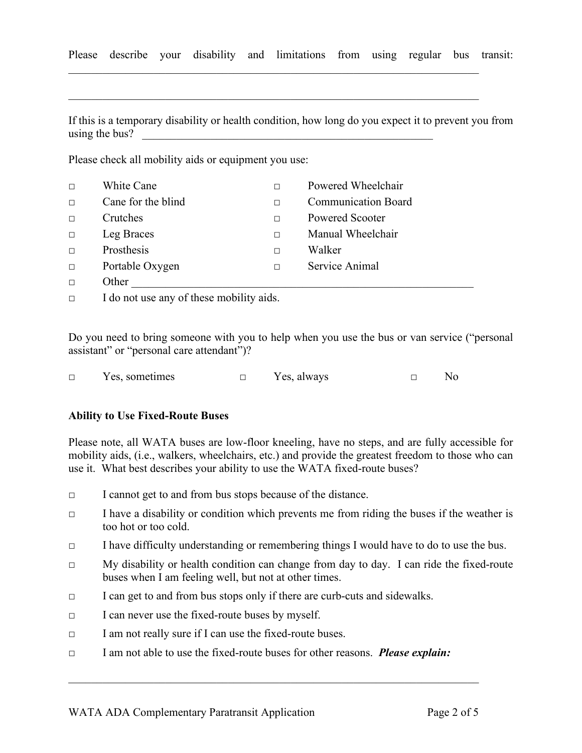Please describe your disability and limitations from using regular bus transit: \_\_\_\_\_\_\_\_\_\_\_\_\_\_\_\_\_\_\_\_\_\_\_\_\_\_\_\_\_\_\_\_\_\_\_\_\_\_\_\_\_\_\_\_\_\_\_\_\_\_\_\_\_\_\_\_\_\_\_\_\_\_\_\_\_\_\_\_\_\_\_\_\_\_\_\_

\_\_\_\_\_\_\_\_\_\_\_\_\_\_\_\_\_\_\_\_\_\_\_\_\_\_\_\_\_\_\_\_\_\_\_\_\_\_\_\_\_\_\_\_\_\_\_\_\_\_\_\_\_\_\_\_\_\_\_\_\_\_\_\_\_\_\_\_\_\_\_\_\_\_\_\_

If this is a temporary disability or health condition, how long do you expect it to prevent you from using the bus? \_\_\_\_\_\_\_\_\_\_\_\_\_\_\_\_\_\_\_\_\_\_\_\_\_\_\_\_\_\_\_\_\_\_\_\_\_\_\_\_\_\_\_\_\_\_\_\_\_\_

Please check all mobility aids or equipment you use:

- □ White Cane
- □ Cane for the blind
- □ Crutches
- □ Leg Braces
- □ Prosthesis
- □ Portable Oxygen
- □ Powered Wheelchair
- □ Communication Board
- □ Powered Scooter
- □ Manual Wheelchair
- □ Walker
- □ Service Animal
- □ Other \_\_\_\_\_\_\_\_\_\_\_\_\_\_\_\_\_\_\_\_\_\_\_\_\_\_\_\_\_\_\_\_\_\_\_\_\_\_\_\_\_\_\_\_\_\_\_\_\_\_\_\_\_\_\_\_\_\_\_\_
- □ I do not use any of these mobility aids.

Do you need to bring someone with you to help when you use the bus or van service ("personal assistant" or "personal care attendant")?

□ Yes, sometimes □ Yes, always □ No

**Ability to Use Fixed-Route Buses**

Please note, all WATA buses are low-floor kneeling, have no steps, and are fully accessible for mobility aids, (i.e., walkers, wheelchairs, etc.) and provide the greatest freedom to those who can use it. What best describes your ability to use the WATA fixed-route buses?

- □ I cannot get to and from bus stops because of the distance.
- □ I have a disability or condition which prevents me from riding the buses if the weather is too hot or too cold.
- □ I have difficulty understanding or remembering things I would have to do to use the bus.
- □ My disability or health condition can change from day to day. I can ride the fixed-route buses when I am feeling well, but not at other times.
- □ I can get to and from bus stops only if there are curb-cuts and sidewalks.
- □ I can never use the fixed-route buses by myself.
- □ I am not really sure if I can use the fixed-route buses.
- □ I am not able to use the fixed-route buses for other reasons. ***Please explain:***

\_\_\_\_\_\_\_\_\_\_\_\_\_\_\_\_\_\_\_\_\_\_\_\_\_\_\_\_\_\_\_\_\_\_\_\_\_\_\_\_\_\_\_\_\_\_\_\_\_\_\_\_\_\_\_\_\_\_\_\_\_\_\_\_\_\_\_\_\_\_\_\_\_\_\_\_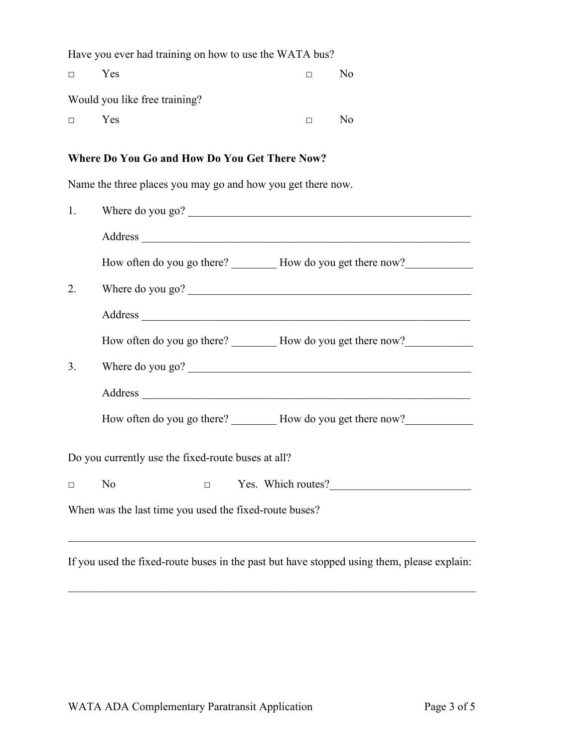Have you ever had training on how to use the WATA bus?

□ Yes □ No

Would you like free training?

□ Yes □ No

**Where Do You Go and How Do You Get There Now?**

Name the three places you may go and how you get there now.

1. Where do you go? ____________________________________________________

   Address ________________________________________________________

   How often do you go there? ________ How do you get there now?____________

2. Where do you go? ____________________________________________________

   Address ________________________________________________________

   How often do you go there? ________ How do you get there now?____________

3. Where do you go? ____________________________________________________

   Address ________________________________________________________

   How often do you go there? ________ How do you get there now?____________

Do you currently use the fixed-route buses at all?

□ No □ Yes. Which routes?_________________________

When was the last time you used the fixed-route buses?

___________________________________________________________________________

If you used the fixed-route buses in the past but have stopped using them, please explain:

___________________________________________________________________________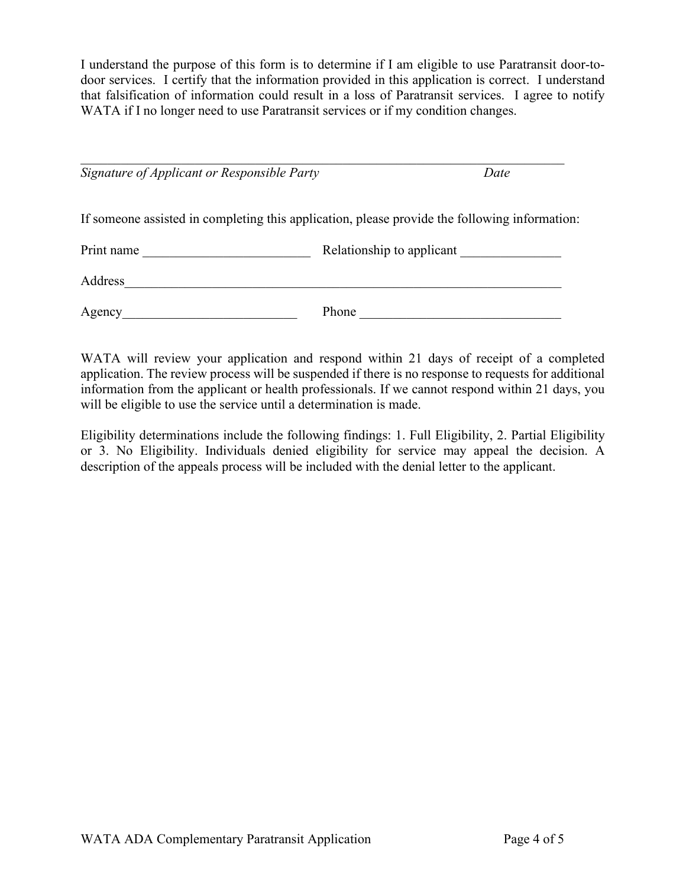I understand the purpose of this form is to determine if I am eligible to use Paratransit door-to-door services. I certify that the information provided in this application is correct. I understand that falsification of information could result in a loss of Paratransit services. I agree to notify WATA if I no longer need to use Paratransit services or if my condition changes.

______________________________________________________________________________

*Signature of Applicant or Responsible Party* *Date*

If someone assisted in completing this application, please provide the following information:

Print name _________________________ Relationship to applicant _______________

Address_____________________________________________________________________

Agency__________________________ Phone ______________________________

WATA will review your application and respond within 21 days of receipt of a completed application. The review process will be suspended if there is no response to requests for additional information from the applicant or health professionals. If we cannot respond within 21 days, you will be eligible to use the service until a determination is made.

Eligibility determinations include the following findings: 1. Full Eligibility, 2. Partial Eligibility or 3. No Eligibility. Individuals denied eligibility for service may appeal the decision. A description of the appeals process will be included with the denial letter to the applicant.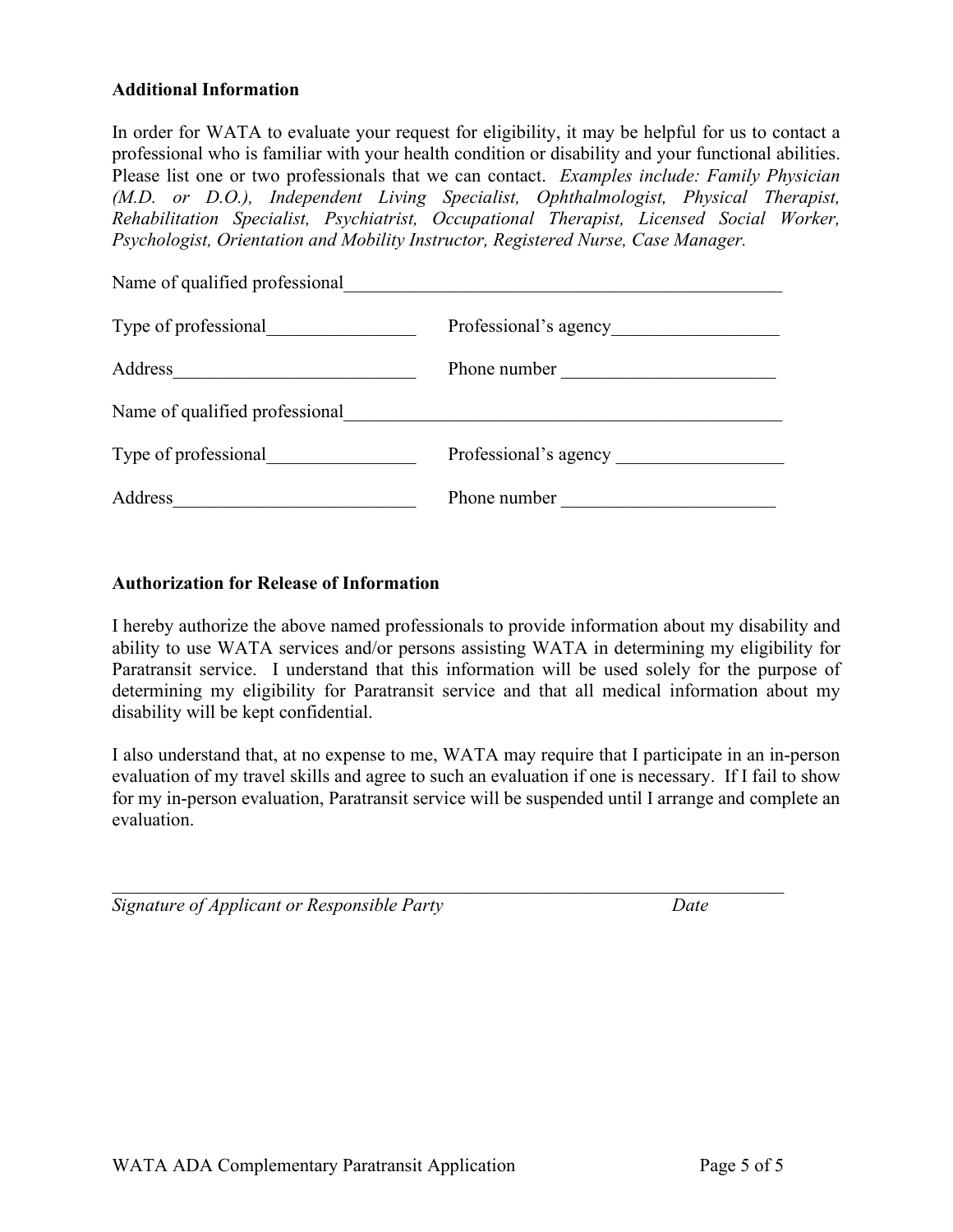**Additional Information**

In order for WATA to evaluate your request for eligibility, it may be helpful for us to contact a professional who is familiar with your health condition or disability and your functional abilities. Please list one or two professionals that we can contact. *Examples include: Family Physician (M.D. or D.O.), Independent Living Specialist, Ophthalmologist, Physical Therapist, Rehabilitation Specialist, Psychiatrist, Occupational Therapist, Licensed Social Worker, Psychologist, Orientation and Mobility Instructor, Registered Nurse, Case Manager.*

Name of qualified professional_________________________________________________

Type of professional________________ Professional's agency__________________

Address__________________________ Phone number _______________________

Name of qualified professional_________________________________________________

Type of professional________________ Professional's agency __________________

Address__________________________ Phone number _______________________

**Authorization for Release of Information**

I hereby authorize the above named professionals to provide information about my disability and ability to use WATA services and/or persons assisting WATA in determining my eligibility for Paratransit service. I understand that this information will be used solely for the purpose of determining my eligibility for Paratransit service and that all medical information about my disability will be kept confidential.

I also understand that, at no expense to me, WATA may require that I participate in an in-person evaluation of my travel skills and agree to such an evaluation if one is necessary. If I fail to show for my in-person evaluation, Paratransit service will be suspended until I arrange and complete an evaluation.

_________________________________________________________________________

*Signature of Applicant or Responsible Party* *Date*